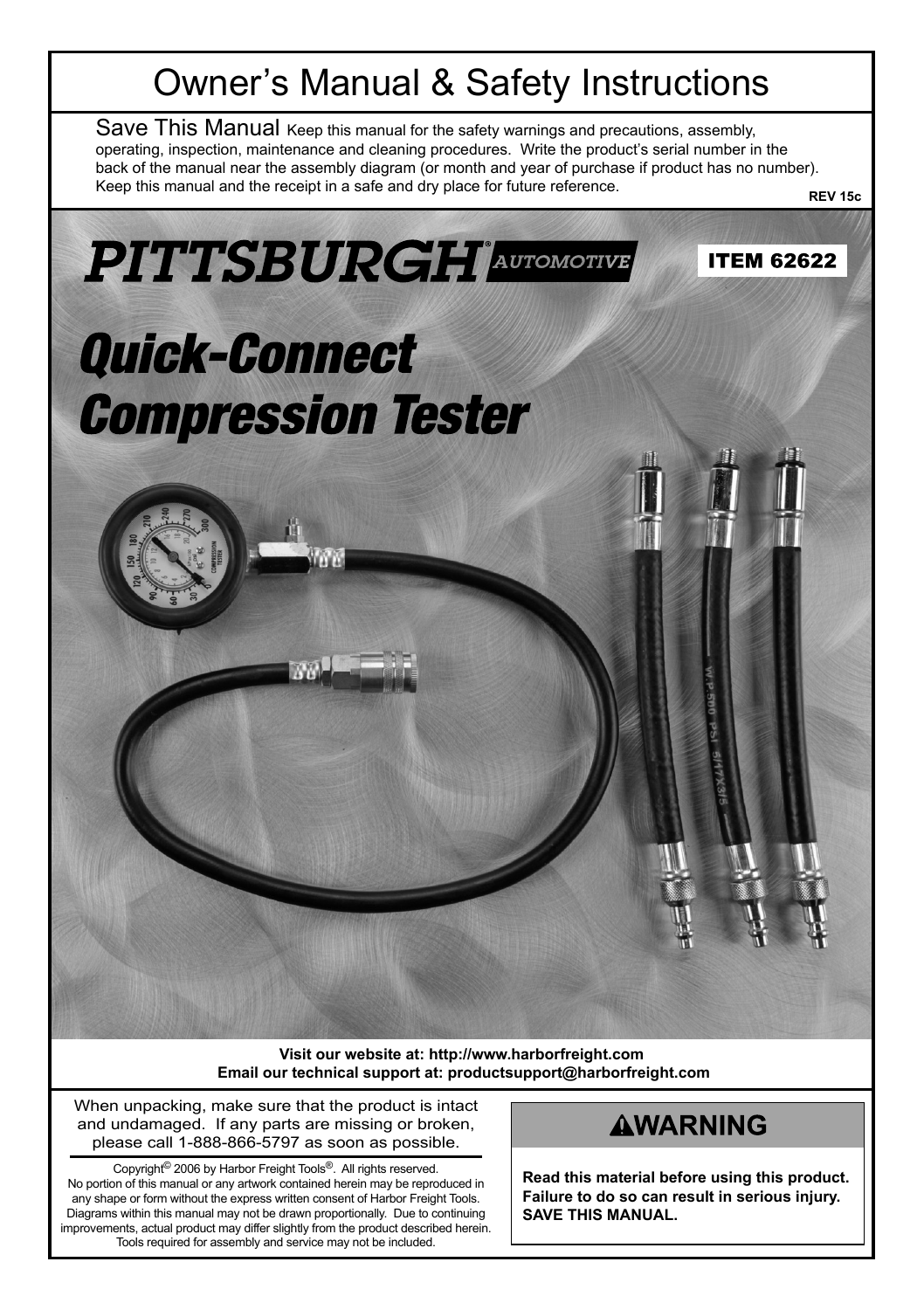# Owner's Manual & Safety Instructions

**Save This Manual** Keep this manual for the safety warnings and precautions, assembly, operating, inspection, maintenance and cleaning procedures. Write the product's serial number in the back of the manual near the assembly diagram (or month and year of purchase if product has no number). Keep this manual and the receipt in a safe and dry place for future reference.

**REV 15c**

**PITTSBURGH® AUTOMOTIVE**

**ITEM 62622**

# *Quick-Connect Compression Tester*

**Visit our website at: http://www.harborfreight.com**
**Email our technical support at: productsupport@harborfreight.com**

When unpacking, make sure that the product is intact and undamaged. If any parts are missing or broken, please call 1-888-866-5797 as soon as possible.

Copyright© 2006 by Harbor Freight Tools®. All rights reserved. No portion of this manual or any artwork contained herein may be reproduced in any shape or form without the express written consent of Harbor Freight Tools. Diagrams within this manual may not be drawn proportionally. Due to continuing improvements, actual product may differ slightly from the product described herein. Tools required for assembly and service may not be included.

## ⚠WARNING

**Read this material before using this product. Failure to do so can result in serious injury. SAVE THIS MANUAL.**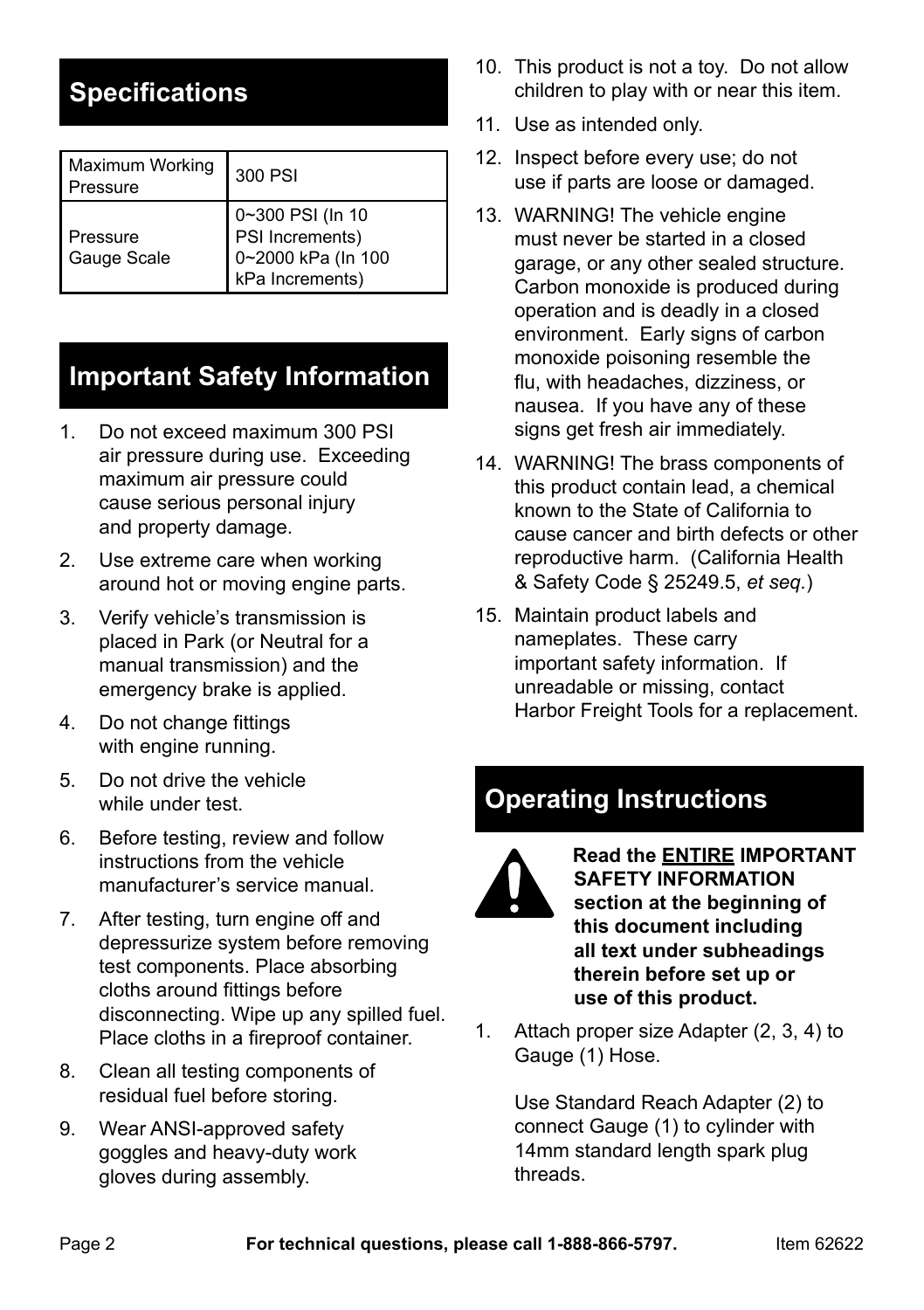## Specifications

| | |
|---|---|
| Maximum Working Pressure | 300 PSI |
| Pressure Gauge Scale | 0~300 PSI (In 10 PSI Increments) 0~2000 kPa (In 100 kPa Increments) |

## Important Safety Information

1. Do not exceed maximum 300 PSI air pressure during use. Exceeding maximum air pressure could cause serious personal injury and property damage.
2. Use extreme care when working around hot or moving engine parts.
3. Verify vehicle's transmission is placed in Park (or Neutral for a manual transmission) and the emergency brake is applied.
4. Do not change fittings with engine running.
5. Do not drive the vehicle while under test.
6. Before testing, review and follow instructions from the vehicle manufacturer's service manual.
7. After testing, turn engine off and depressurize system before removing test components. Place absorbing cloths around fittings before disconnecting. Wipe up any spilled fuel. Place cloths in a fireproof container.
8. Clean all testing components of residual fuel before storing.
9. Wear ANSI-approved safety goggles and heavy-duty work gloves during assembly.
10. This product is not a toy. Do not allow children to play with or near this item.
11. Use as intended only.
12. Inspect before every use; do not use if parts are loose or damaged.
13. WARNING! The vehicle engine must never be started in a closed garage, or any other sealed structure. Carbon monoxide is produced during operation and is deadly in a closed environment. Early signs of carbon monoxide poisoning resemble the flu, with headaches, dizziness, or nausea. If you have any of these signs get fresh air immediately.
14. WARNING! The brass components of this product contain lead, a chemical known to the State of California to cause cancer and birth defects or other reproductive harm. (California Health & Safety Code § 25249.5, *et seq.*)
15. Maintain product labels and nameplates. These carry important safety information. If unreadable or missing, contact Harbor Freight Tools for a replacement.

## Operating Instructions

**Read the ENTIRE IMPORTANT SAFETY INFORMATION section at the beginning of this document including all text under subheadings therein before set up or use of this product.**

1. Attach proper size Adapter (2, 3, 4) to Gauge (1) Hose.

   Use Standard Reach Adapter (2) to connect Gauge (1) to cylinder with 14mm standard length spark plug threads.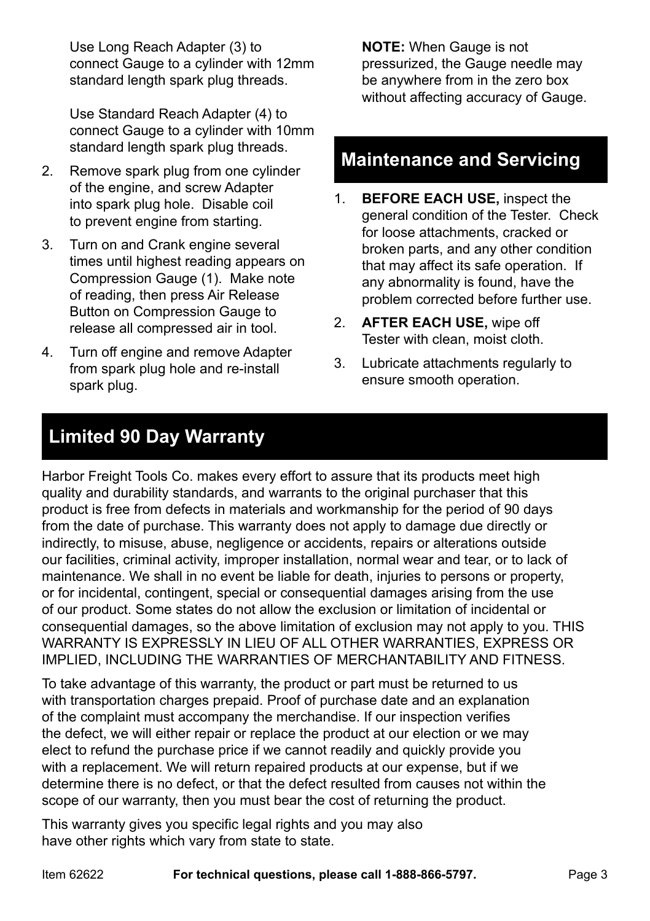Use Long Reach Adapter (3) to connect Gauge to a cylinder with 12mm standard length spark plug threads.

Use Standard Reach Adapter (4) to connect Gauge to a cylinder with 10mm standard length spark plug threads.

2. Remove spark plug from one cylinder of the engine, and screw Adapter into spark plug hole. Disable coil to prevent engine from starting.
3. Turn on and Crank engine several times until highest reading appears on Compression Gauge (1). Make note of reading, then press Air Release Button on Compression Gauge to release all compressed air in tool.
4. Turn off engine and remove Adapter from spark plug hole and re-install spark plug.

**NOTE:** When Gauge is not pressurized, the Gauge needle may be anywhere from in the zero box without affecting accuracy of Gauge.

## Maintenance and Servicing

1. **BEFORE EACH USE,** inspect the general condition of the Tester. Check for loose attachments, cracked or broken parts, and any other condition that may affect its safe operation. If any abnormality is found, have the problem corrected before further use.
2. **AFTER EACH USE,** wipe off Tester with clean, moist cloth.
3. Lubricate attachments regularly to ensure smooth operation.

## Limited 90 Day Warranty

Harbor Freight Tools Co. makes every effort to assure that its products meet high quality and durability standards, and warrants to the original purchaser that this product is free from defects in materials and workmanship for the period of 90 days from the date of purchase. This warranty does not apply to damage due directly or indirectly, to misuse, abuse, negligence or accidents, repairs or alterations outside our facilities, criminal activity, improper installation, normal wear and tear, or to lack of maintenance. We shall in no event be liable for death, injuries to persons or property, or for incidental, contingent, special or consequential damages arising from the use of our product. Some states do not allow the exclusion or limitation of incidental or consequential damages, so the above limitation of exclusion may not apply to you. THIS WARRANTY IS EXPRESSLY IN LIEU OF ALL OTHER WARRANTIES, EXPRESS OR IMPLIED, INCLUDING THE WARRANTIES OF MERCHANTABILITY AND FITNESS.

To take advantage of this warranty, the product or part must be returned to us with transportation charges prepaid. Proof of purchase date and an explanation of the complaint must accompany the merchandise. If our inspection verifies the defect, we will either repair or replace the product at our election or we may elect to refund the purchase price if we cannot readily and quickly provide you with a replacement. We will return repaired products at our expense, but if we determine there is no defect, or that the defect resulted from causes not within the scope of our warranty, then you must bear the cost of returning the product.

This warranty gives you specific legal rights and you may also have other rights which vary from state to state.

Item 62622 **For technical questions, please call 1-888-866-5797.**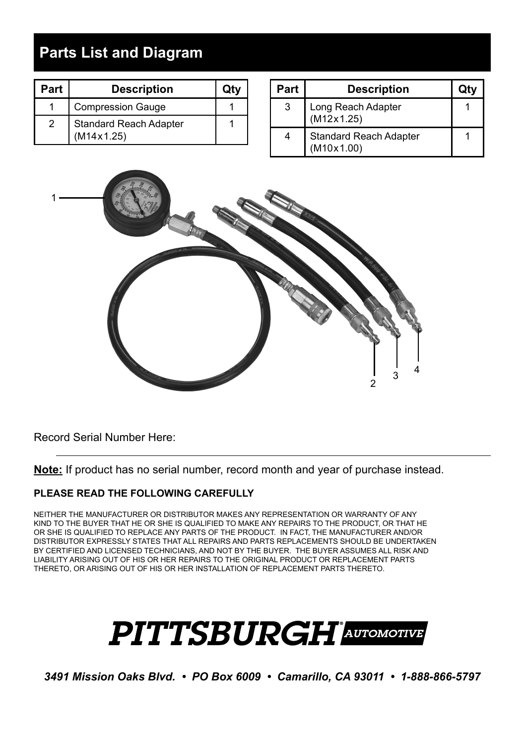## Parts List and Diagram

| Part | Description | Qty |
|---|---|---|
| 1 | Compression Gauge | 1 |
| 2 | Standard Reach Adapter (M14x1.25) | 1 |
| 3 | Long Reach Adapter (M12x1.25) | 1 |
| 4 | Standard Reach Adapter (M10x1.00) | 1 |

1

2

3

4

Record Serial Number Here:

**Note:** If product has no serial number, record month and year of purchase instead.

**PLEASE READ THE FOLLOWING CAREFULLY**

NEITHER THE MANUFACTURER OR DISTRIBUTOR MAKES ANY REPRESENTATION OR WARRANTY OF ANY KIND TO THE BUYER THAT HE OR SHE IS QUALIFIED TO MAKE ANY REPAIRS TO THE PRODUCT, OR THAT HE OR SHE IS QUALIFIED TO REPLACE ANY PARTS OF THE PRODUCT. IN FACT, THE MANUFACTURER AND/OR DISTRIBUTOR EXPRESSLY STATES THAT ALL REPAIRS AND PARTS REPLACEMENTS SHOULD BE UNDERTAKEN BY CERTIFIED AND LICENSED TECHNICIANS, AND NOT BY THE BUYER. THE BUYER ASSUMES ALL RISK AND LIABILITY ARISING OUT OF HIS OR HER REPAIRS TO THE ORIGINAL PRODUCT OR REPLACEMENT PARTS THERETO, OR ARISING OUT OF HIS OR HER INSTALLATION OF REPLACEMENT PARTS THERETO.

PITTSBURGH® AUTOMOTIVE

*3491 Mission Oaks Blvd. • PO Box 6009 • Camarillo, CA 93011 • 1-888-866-5797*